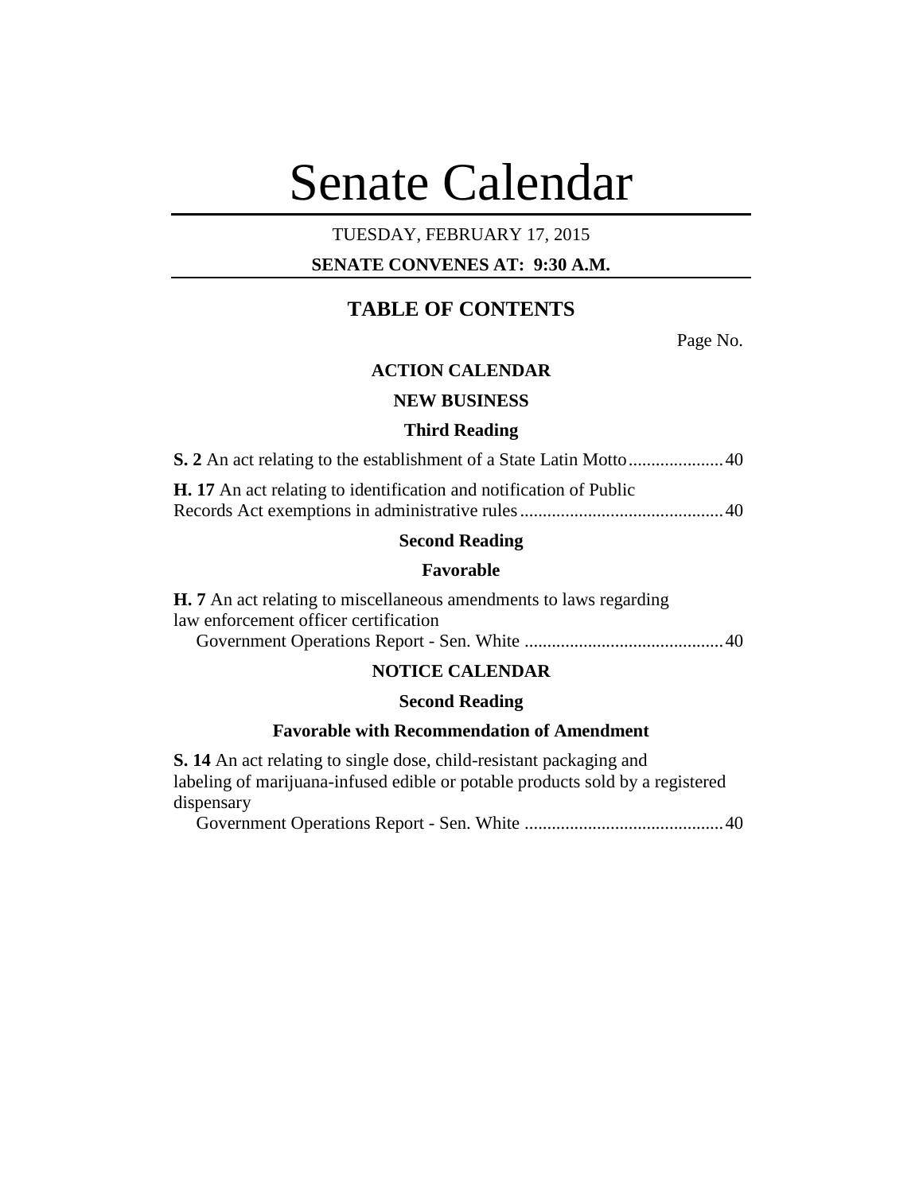# Senate Calendar

TUESDAY, FEBRUARY 17, 2015

**SENATE CONVENES AT: 9:30 A.M.**

## TABLE OF CONTENTS

Page No.

### ACTION CALENDAR

#### NEW BUSINESS

#### Third Reading

**S. 2** An act relating to the establishment of a State Latin Motto ..................... 40

**H. 17** An act relating to identification and notification of Public Records Act exemptions in administrative rules ............................................ 40

#### Second Reading

#### Favorable

**H. 7** An act relating to miscellaneous amendments to laws regarding law enforcement officer certification
Government Operations Report - Sen. White ............................................ 40

### NOTICE CALENDAR

#### Second Reading

#### Favorable with Recommendation of Amendment

**S. 14** An act relating to single dose, child-resistant packaging and labeling of marijuana-infused edible or potable products sold by a registered dispensary
Government Operations Report - Sen. White ............................................ 40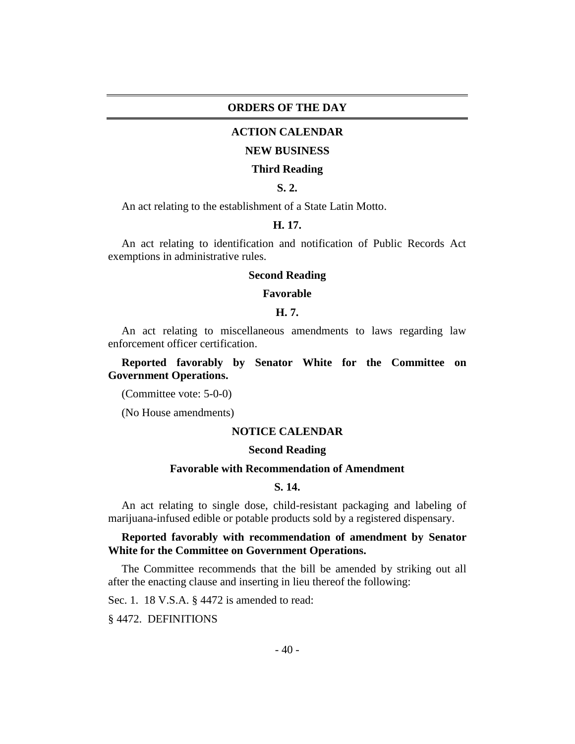# ORDERS OF THE DAY

## ACTION CALENDAR

### NEW BUSINESS

#### Third Reading

**S. 2.**

An act relating to the establishment of a State Latin Motto.

**H. 17.**

An act relating to identification and notification of Public Records Act exemptions in administrative rules.

#### Second Reading

#### Favorable

**H. 7.**

An act relating to miscellaneous amendments to laws regarding law enforcement officer certification.

**Reported favorably by Senator White for the Committee on Government Operations.**

(Committee vote: 5-0-0)

(No House amendments)

## NOTICE CALENDAR

#### Second Reading

#### Favorable with Recommendation of Amendment

**S. 14.**

An act relating to single dose, child-resistant packaging and labeling of marijuana-infused edible or potable products sold by a registered dispensary.

**Reported favorably with recommendation of amendment by Senator White for the Committee on Government Operations.**

The Committee recommends that the bill be amended by striking out all after the enacting clause and inserting in lieu thereof the following:

Sec. 1. 18 V.S.A. § 4472 is amended to read:

§ 4472. DEFINITIONS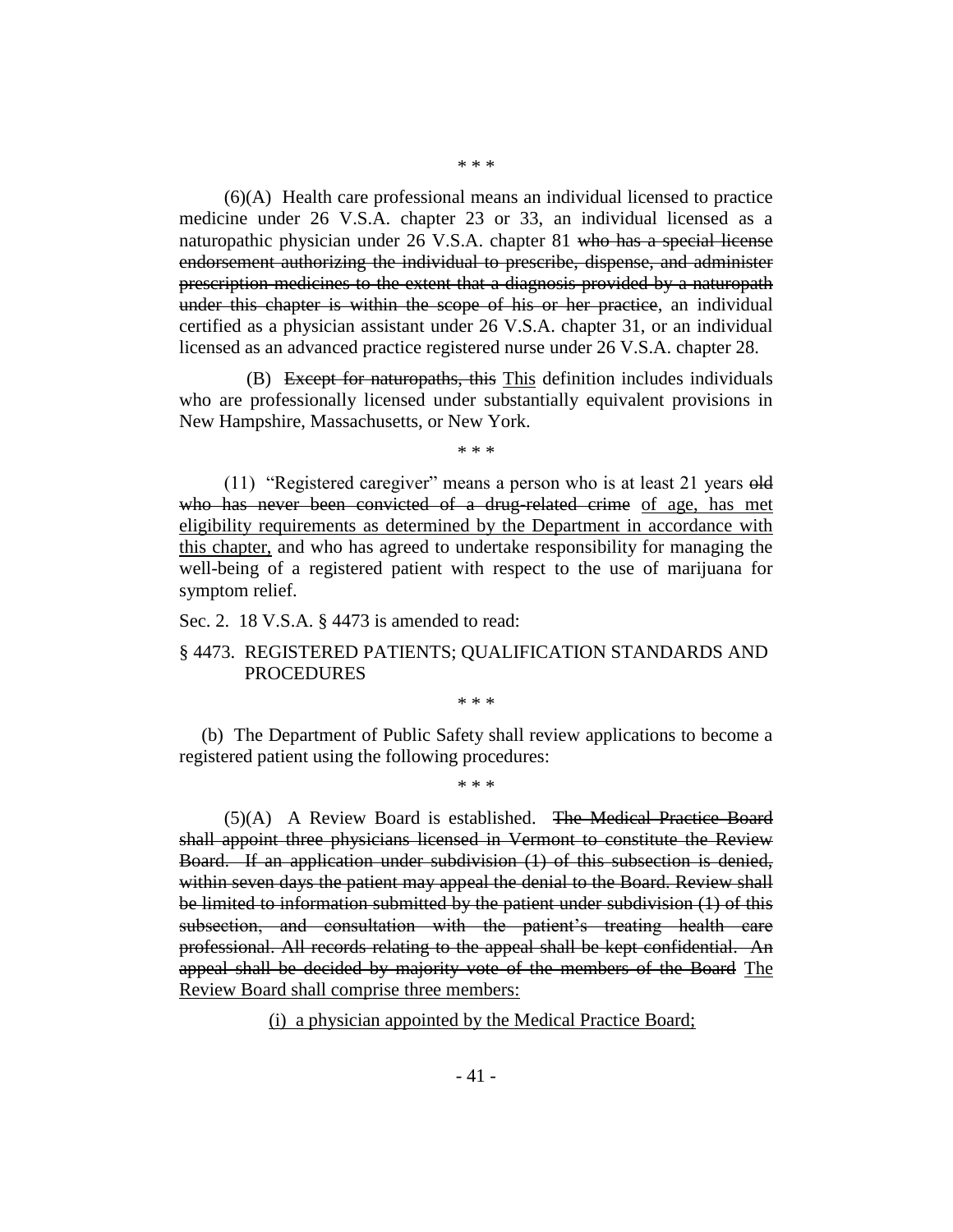\* \* \*

(6)(A) Health care professional means an individual licensed to practice medicine under 26 V.S.A. chapter 23 or 33, an individual licensed as a naturopathic physician under 26 V.S.A. chapter 81 ~~who has a special license endorsement authorizing the individual to prescribe, dispense, and administer prescription medicines to the extent that a diagnosis provided by a naturopath under this chapter is within the scope of his or her practice~~, an individual certified as a physician assistant under 26 V.S.A. chapter 31, or an individual licensed as an advanced practice registered nurse under 26 V.S.A. chapter 28.

(B) ~~Except for naturopaths, this~~ <u>This</u> definition includes individuals who are professionally licensed under substantially equivalent provisions in New Hampshire, Massachusetts, or New York.

\* \* \*

(11) "Registered caregiver" means a person who is at least 21 years ~~old who has never been convicted of a drug-related crime~~ <u>of age, has met eligibility requirements as determined by the Department in accordance with this chapter,</u> and who has agreed to undertake responsibility for managing the well-being of a registered patient with respect to the use of marijuana for symptom relief.

Sec. 2. 18 V.S.A. § 4473 is amended to read:

§ 4473. REGISTERED PATIENTS; QUALIFICATION STANDARDS AND PROCEDURES

\* \* \*

(b) The Department of Public Safety shall review applications to become a registered patient using the following procedures:

\* \* \*

(5)(A) A Review Board is established. ~~The Medical Practice Board shall appoint three physicians licensed in Vermont to constitute the Review Board. If an application under subdivision (1) of this subsection is denied, within seven days the patient may appeal the denial to the Board. Review shall be limited to information submitted by the patient under subdivision (1) of this subsection, and consultation with the patient's treating health care professional. All records relating to the appeal shall be kept confidential. An appeal shall be decided by majority vote of the members of the Board~~ <u>The Review Board shall comprise three members:</u>

<u>(i) a physician appointed by the Medical Practice Board;</u>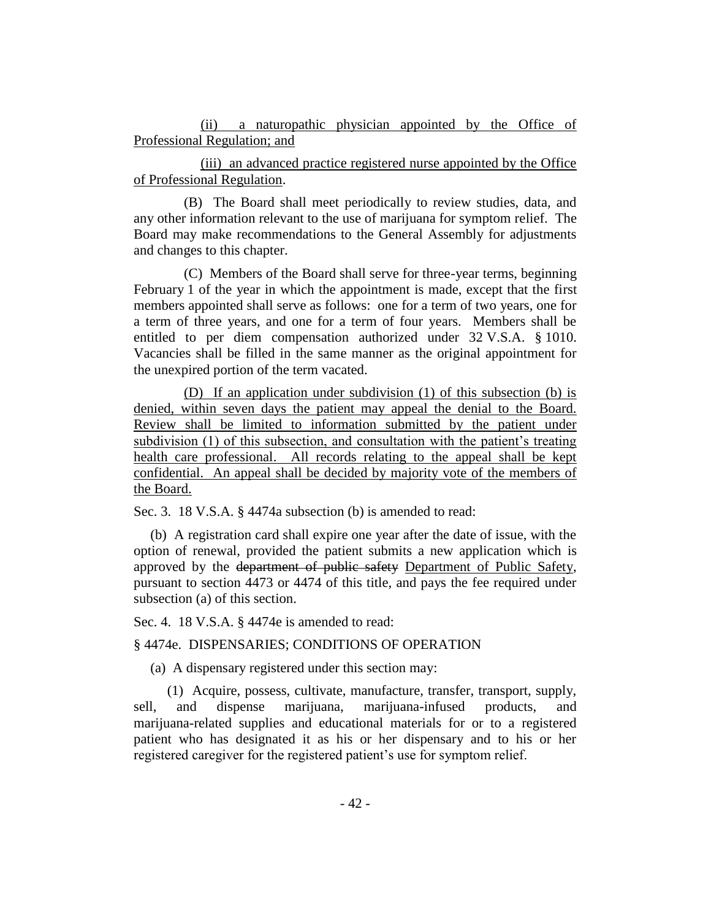(ii) a naturopathic physician appointed by the Office of Professional Regulation; and

(iii) an advanced practice registered nurse appointed by the Office of Professional Regulation.

(B) The Board shall meet periodically to review studies, data, and any other information relevant to the use of marijuana for symptom relief. The Board may make recommendations to the General Assembly for adjustments and changes to this chapter.

(C) Members of the Board shall serve for three-year terms, beginning February 1 of the year in which the appointment is made, except that the first members appointed shall serve as follows: one for a term of two years, one for a term of three years, and one for a term of four years. Members shall be entitled to per diem compensation authorized under 32 V.S.A. § 1010. Vacancies shall be filled in the same manner as the original appointment for the unexpired portion of the term vacated.

(D) If an application under subdivision (1) of this subsection (b) is denied, within seven days the patient may appeal the denial to the Board. Review shall be limited to information submitted by the patient under subdivision (1) of this subsection, and consultation with the patient's treating health care professional. All records relating to the appeal shall be kept confidential. An appeal shall be decided by majority vote of the members of the Board.

Sec. 3. 18 V.S.A. § 4474a subsection (b) is amended to read:

(b) A registration card shall expire one year after the date of issue, with the option of renewal, provided the patient submits a new application which is approved by the ~~department of public safety~~ Department of Public Safety, pursuant to section 4473 or 4474 of this title, and pays the fee required under subsection (a) of this section.

Sec. 4. 18 V.S.A. § 4474e is amended to read:

§ 4474e. DISPENSARIES; CONDITIONS OF OPERATION

(a) A dispensary registered under this section may:

(1) Acquire, possess, cultivate, manufacture, transfer, transport, supply, sell, and dispense marijuana, marijuana-infused products, and marijuana-related supplies and educational materials for or to a registered patient who has designated it as his or her dispensary and to his or her registered caregiver for the registered patient's use for symptom relief.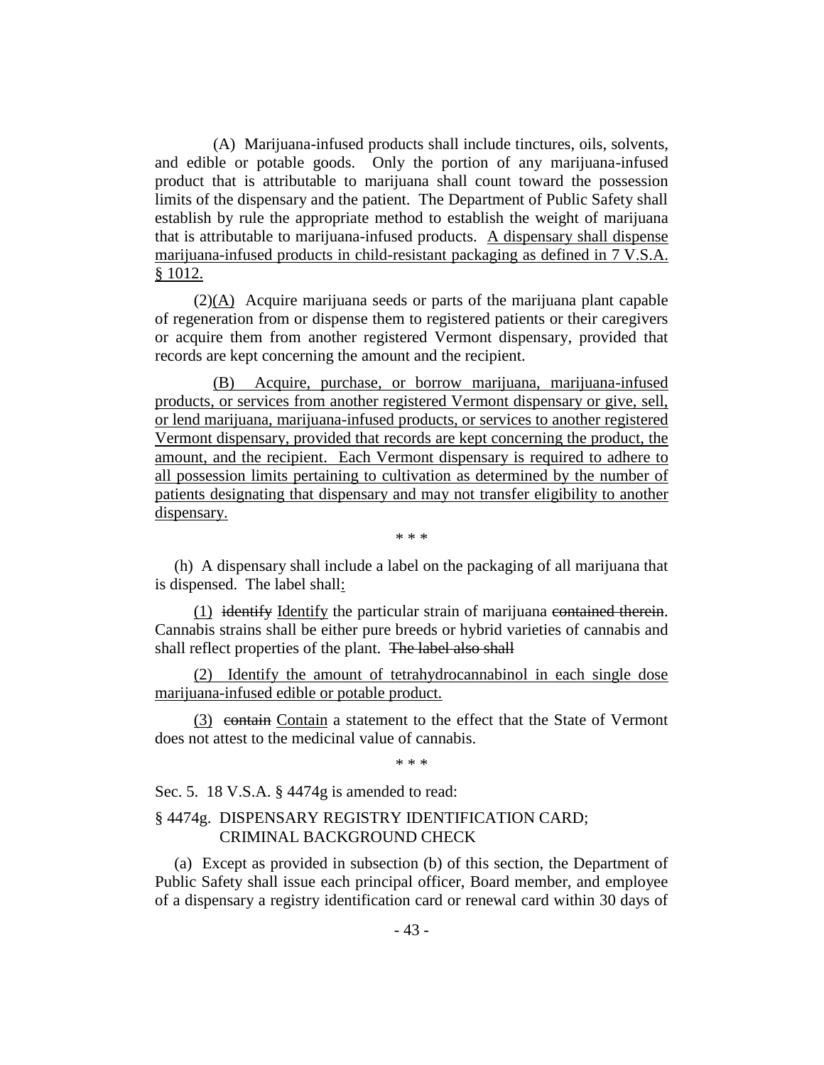(A) Marijuana-infused products shall include tinctures, oils, solvents, and edible or potable goods. Only the portion of any marijuana-infused product that is attributable to marijuana shall count toward the possession limits of the dispensary and the patient. The Department of Public Safety shall establish by rule the appropriate method to establish the weight of marijuana that is attributable to marijuana-infused products. <u>A dispensary shall dispense marijuana-infused products in child-resistant packaging as defined in 7 V.S.A. § 1012.</u>

(2)<u>(A)</u> Acquire marijuana seeds or parts of the marijuana plant capable of regeneration from or dispense them to registered patients or their caregivers or acquire them from another registered Vermont dispensary, provided that records are kept concerning the amount and the recipient.

<u>(B) Acquire, purchase, or borrow marijuana, marijuana-infused products, or services from another registered Vermont dispensary or give, sell, or lend marijuana, marijuana-infused products, or services to another registered Vermont dispensary, provided that records are kept concerning the product, the amount, and the recipient. Each Vermont dispensary is required to adhere to all possession limits pertaining to cultivation as determined by the number of patients designating that dispensary and may not transfer eligibility to another dispensary.</u>

\* \* \*

(h) A dispensary shall include a label on the packaging of all marijuana that is dispensed. The label shall<u>:</u>

<u>(1)</u> ~~identify~~ <u>Identify</u> the particular strain of marijuana ~~contained therein~~. Cannabis strains shall be either pure breeds or hybrid varieties of cannabis and shall reflect properties of the plant. ~~The label also shall~~

<u>(2) Identify the amount of tetrahydrocannabinol in each single dose marijuana-infused edible or potable product.</u>

<u>(3)</u> ~~contain~~ <u>Contain</u> a statement to the effect that the State of Vermont does not attest to the medicinal value of cannabis.

\* \* \*

Sec. 5. 18 V.S.A. § 4474g is amended to read:

§ 4474g. DISPENSARY REGISTRY IDENTIFICATION CARD; CRIMINAL BACKGROUND CHECK

(a) Except as provided in subsection (b) of this section, the Department of Public Safety shall issue each principal officer, Board member, and employee of a dispensary a registry identification card or renewal card within 30 days of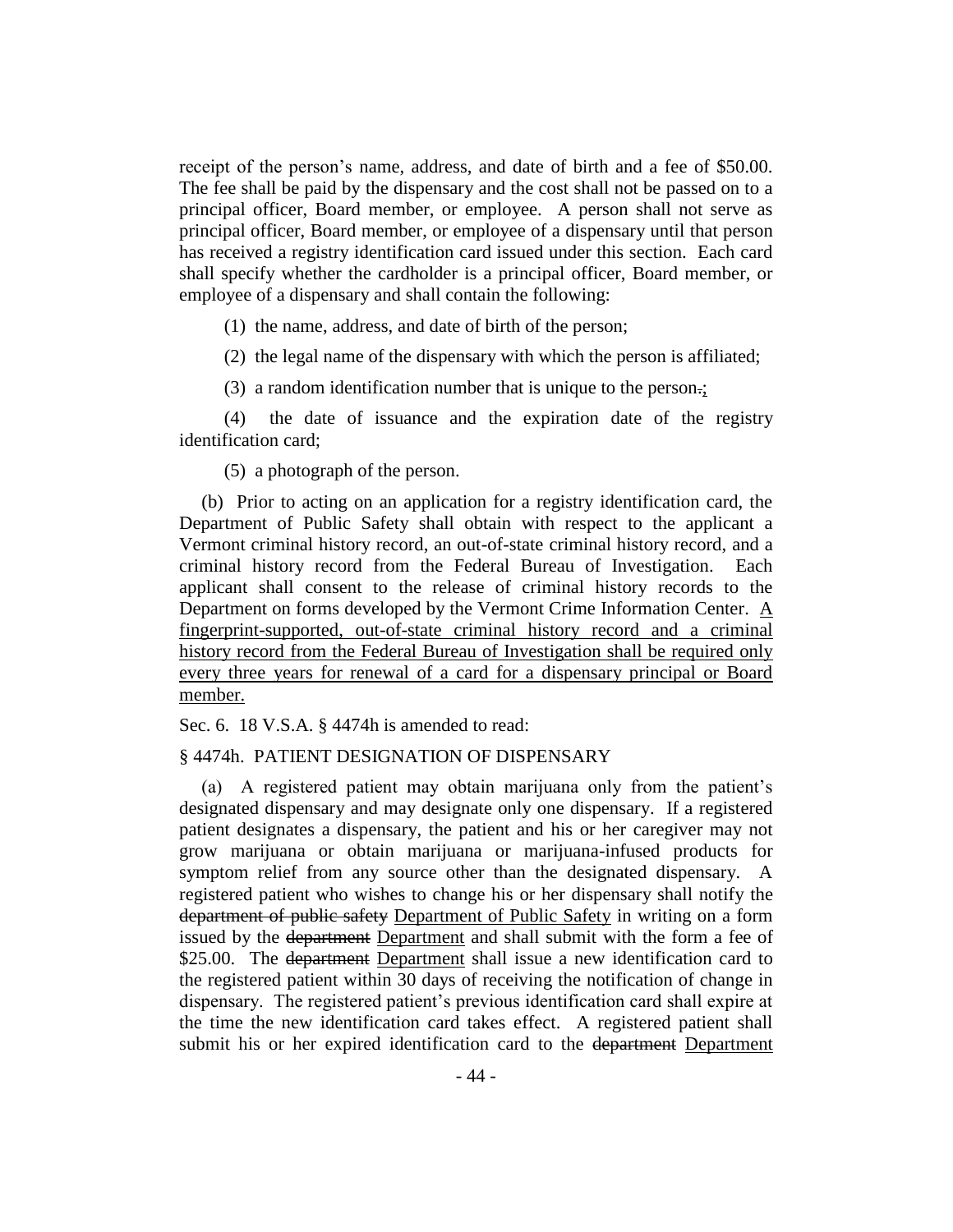receipt of the person's name, address, and date of birth and a fee of $50.00. The fee shall be paid by the dispensary and the cost shall not be passed on to a principal officer, Board member, or employee. A person shall not serve as principal officer, Board member, or employee of a dispensary until that person has received a registry identification card issued under this section. Each card shall specify whether the cardholder is a principal officer, Board member, or employee of a dispensary and shall contain the following:

(1) the name, address, and date of birth of the person;

(2) the legal name of the dispensary with which the person is affiliated;

(3) a random identification number that is unique to the person~~.~~;

(4) the date of issuance and the expiration date of the registry identification card;

(5) a photograph of the person.

(b) Prior to acting on an application for a registry identification card, the Department of Public Safety shall obtain with respect to the applicant a Vermont criminal history record, an out-of-state criminal history record, and a criminal history record from the Federal Bureau of Investigation. Each applicant shall consent to the release of criminal history records to the Department on forms developed by the Vermont Crime Information Center. <u>A fingerprint-supported, out-of-state criminal history record and a criminal history record from the Federal Bureau of Investigation shall be required only every three years for renewal of a card for a dispensary principal or Board member.</u>

Sec. 6. 18 V.S.A. § 4474h is amended to read:

§ 4474h. PATIENT DESIGNATION OF DISPENSARY

(a) A registered patient may obtain marijuana only from the patient's designated dispensary and may designate only one dispensary. If a registered patient designates a dispensary, the patient and his or her caregiver may not grow marijuana or obtain marijuana or marijuana-infused products for symptom relief from any source other than the designated dispensary. A registered patient who wishes to change his or her dispensary shall notify the ~~department of public safety~~ <u>Department of Public Safety</u> in writing on a form issued by the ~~department~~ <u>Department</u> and shall submit with the form a fee of $25.00. The ~~department~~ <u>Department</u> shall issue a new identification card to the registered patient within 30 days of receiving the notification of change in dispensary. The registered patient's previous identification card shall expire at the time the new identification card takes effect. A registered patient shall submit his or her expired identification card to the ~~department~~ <u>Department</u>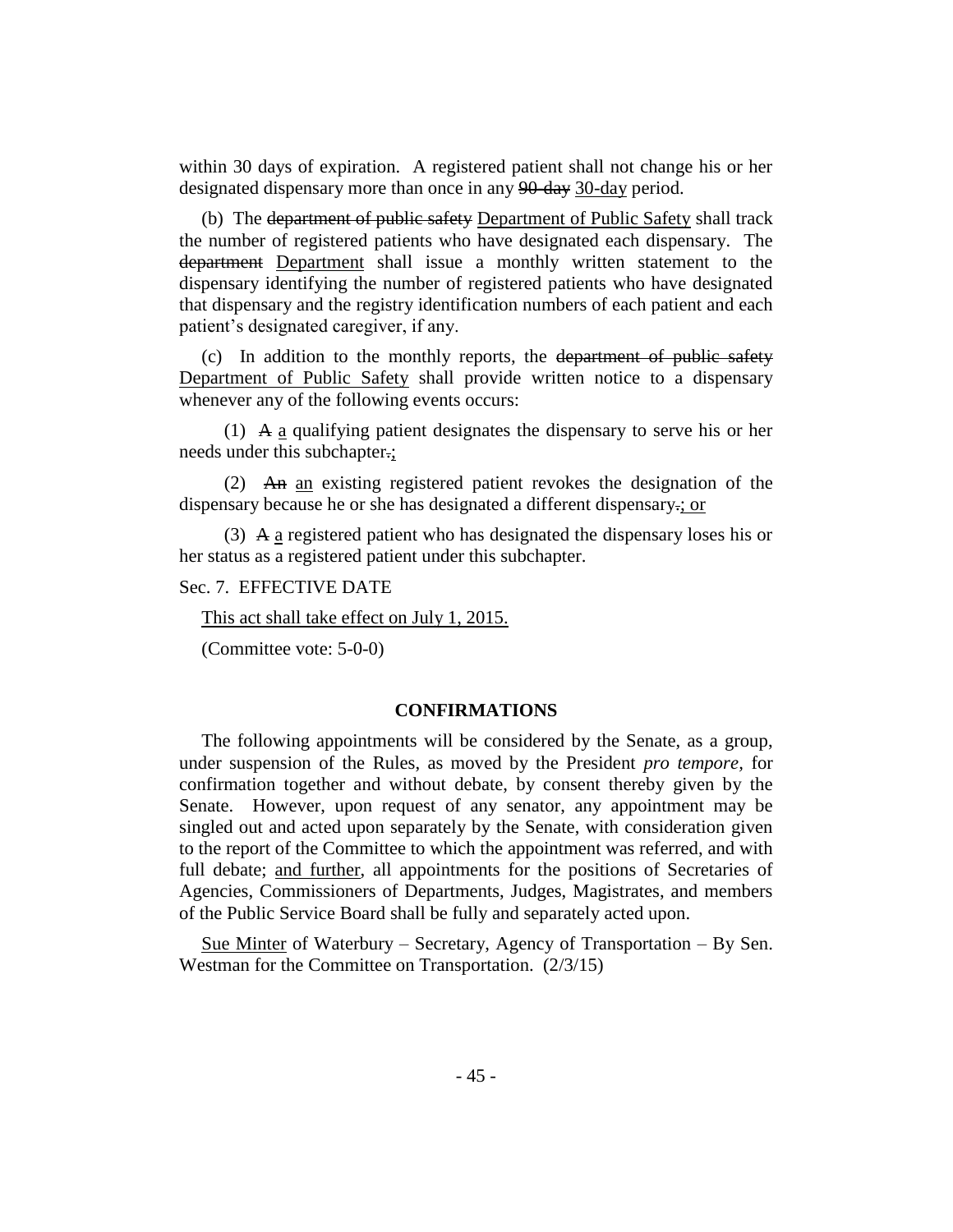within 30 days of expiration. A registered patient shall not change his or her designated dispensary more than once in any ~~90-day~~ <u>30-day</u> period.

(b) The ~~department of public safety~~ <u>Department of Public Safety</u> shall track the number of registered patients who have designated each dispensary. The ~~department~~ <u>Department</u> shall issue a monthly written statement to the dispensary identifying the number of registered patients who have designated that dispensary and the registry identification numbers of each patient and each patient's designated caregiver, if any.

(c) In addition to the monthly reports, the ~~department of public safety~~ <u>Department of Public Safety</u> shall provide written notice to a dispensary whenever any of the following events occurs:

(1) ~~A~~ <u>a</u> qualifying patient designates the dispensary to serve his or her needs under this subchapter~~.~~<u>;</u>

(2) ~~An~~ <u>an</u> existing registered patient revokes the designation of the dispensary because he or she has designated a different dispensary~~.~~<u>; or</u>

(3) ~~A~~ <u>a</u> registered patient who has designated the dispensary loses his or her status as a registered patient under this subchapter.

Sec. 7. EFFECTIVE DATE

<u>This act shall take effect on July 1, 2015.</u>

(Committee vote: 5-0-0)

## CONFIRMATIONS

The following appointments will be considered by the Senate, as a group, under suspension of the Rules, as moved by the President *pro tempore*, for confirmation together and without debate, by consent thereby given by the Senate. However, upon request of any senator, any appointment may be singled out and acted upon separately by the Senate, with consideration given to the report of the Committee to which the appointment was referred, and with full debate; <u>and further</u>, all appointments for the positions of Secretaries of Agencies, Commissioners of Departments, Judges, Magistrates, and members of the Public Service Board shall be fully and separately acted upon.

<u>Sue Minter</u> of Waterbury – Secretary, Agency of Transportation – By Sen. Westman for the Committee on Transportation. (2/3/15)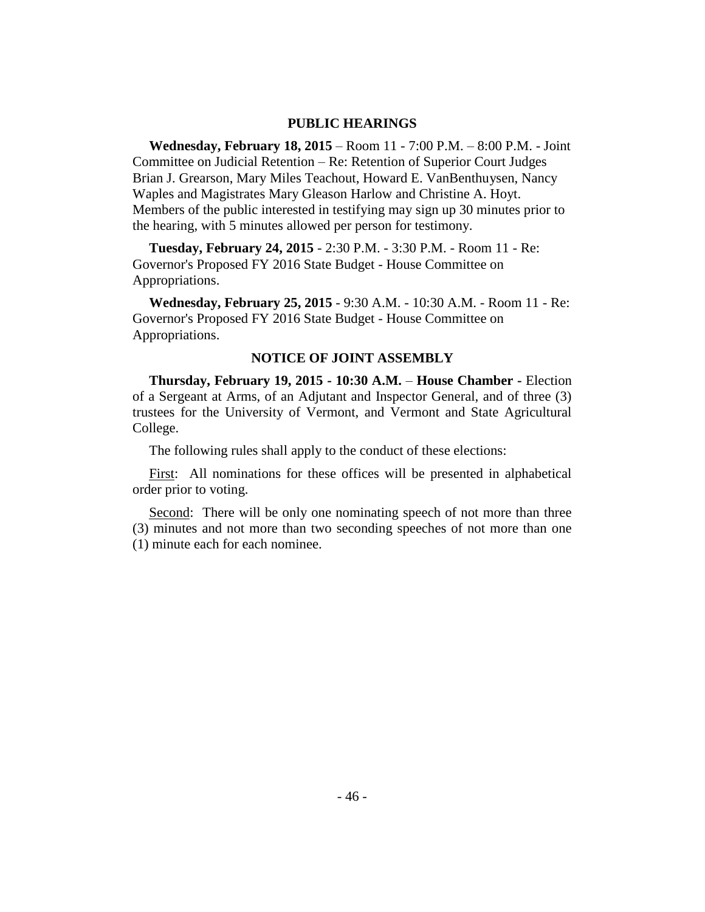## PUBLIC HEARINGS

**Wednesday, February 18, 2015** – Room 11 - 7:00 P.M. – 8:00 P.M. - Joint Committee on Judicial Retention – Re: Retention of Superior Court Judges Brian J. Grearson, Mary Miles Teachout, Howard E. VanBenthuysen, Nancy Waples and Magistrates Mary Gleason Harlow and Christine A. Hoyt. Members of the public interested in testifying may sign up 30 minutes prior to the hearing, with 5 minutes allowed per person for testimony.

**Tuesday, February 24, 2015** - 2:30 P.M. - 3:30 P.M. - Room 11 - Re: Governor's Proposed FY 2016 State Budget - House Committee on Appropriations.

**Wednesday, February 25, 2015** - 9:30 A.M. - 10:30 A.M. - Room 11 - Re: Governor's Proposed FY 2016 State Budget - House Committee on Appropriations.

## NOTICE OF JOINT ASSEMBLY

**Thursday, February 19, 2015 - 10:30 A.M.** – **House Chamber** - Election of a Sergeant at Arms, of an Adjutant and Inspector General, and of three (3) trustees for the University of Vermont, and Vermont and State Agricultural College.

The following rules shall apply to the conduct of these elections:

First: All nominations for these offices will be presented in alphabetical order prior to voting.

Second: There will be only one nominating speech of not more than three (3) minutes and not more than two seconding speeches of not more than one (1) minute each for each nominee.